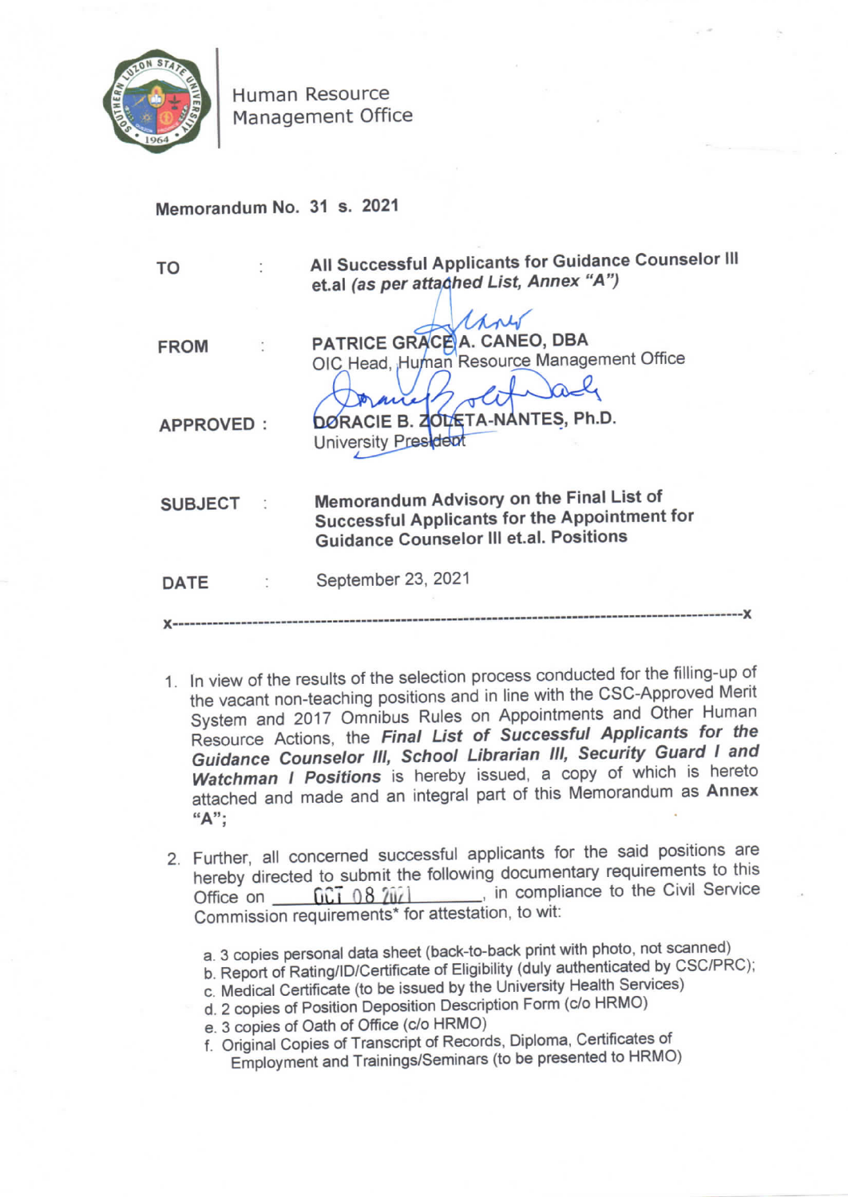Human Resource
Management Office

**Memorandum No. 31 s. 2021**

| | | |
|---|---|---|
| **TO** | : | **All Successful Applicants for Guidance Counselor III et.al** ***(as per attached List, Annex "A")*** |
| **FROM** | : | **PATRICE GRACE A. CANEO, DBA** OIC Head, Human Resource Management Office |
| **APPROVED** | : | **DORACIE B. ZOLETA-NANTES, Ph.D.** University President |
| **SUBJECT** | : | **Memorandum Advisory on the Final List of Successful Applicants for the Appointment for Guidance Counselor III et.al. Positions** |
| **DATE** | : | September 23, 2021 |

x------------------------------------------------------------------------------------------------x

1. In view of the results of the selection process conducted for the filling-up of the vacant non-teaching positions and in line with the CSC-Approved Merit System and 2017 Omnibus Rules on Appointments and Other Human Resource Actions, the ***Final List of Successful Applicants for the Guidance Counselor III, School Librarian III, Security Guard I and Watchman I Positions*** is hereby issued, a copy of which is hereto attached and made and an integral part of this Memorandum as **Annex "A"**;

2. Further, all concerned successful applicants for the said positions are hereby directed to submit the following documentary requirements to this Office on \_\_\_\_OCT 08 2021\_\_\_\_, in compliance to the Civil Service Commission requirements* for attestation, to wit:

   a. 3 copies personal data sheet (back-to-back print with photo, not scanned)
   b. Report of Rating/ID/Certificate of Eligibility (duly authenticated by CSC/PRC);
   c. Medical Certificate (to be issued by the University Health Services)
   d. 2 copies of Position Deposition Description Form (c/o HRMO)
   e. 3 copies of Oath of Office (c/o HRMO)
   f. Original Copies of Transcript of Records, Diploma, Certificates of Employment and Trainings/Seminars (to be presented to HRMO)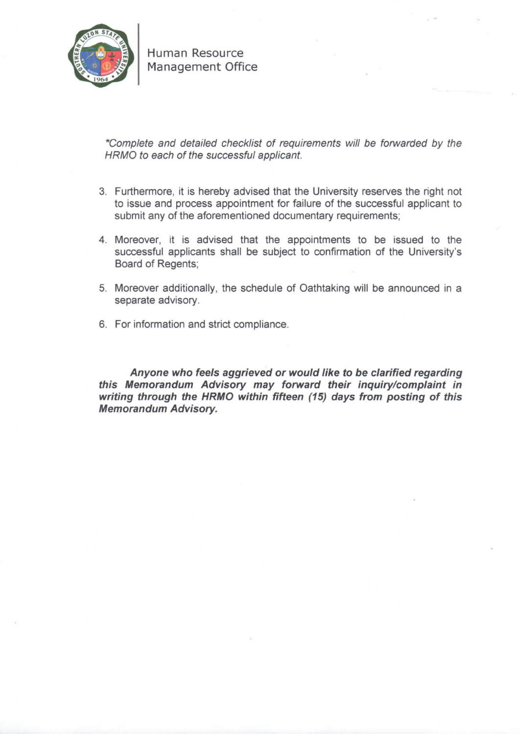*\*Complete and detailed checklist of requirements will be forwarded by the HRMO to each of the successful applicant.*

3. Furthermore, it is hereby advised that the University reserves the right not to issue and process appointment for failure of the successful applicant to submit any of the aforementioned documentary requirements;

4. Moreover, it is advised that the appointments to be issued to the successful applicants shall be subject to confirmation of the University's Board of Regents;

5. Moreover additionally, the schedule of Oathtaking will be announced in a separate advisory.

6. For information and strict compliance.

***Anyone who feels aggrieved or would like to be clarified regarding this Memorandum Advisory may forward their inquiry/complaint in writing through the HRMO within fifteen (15) days from posting of this Memorandum Advisory.***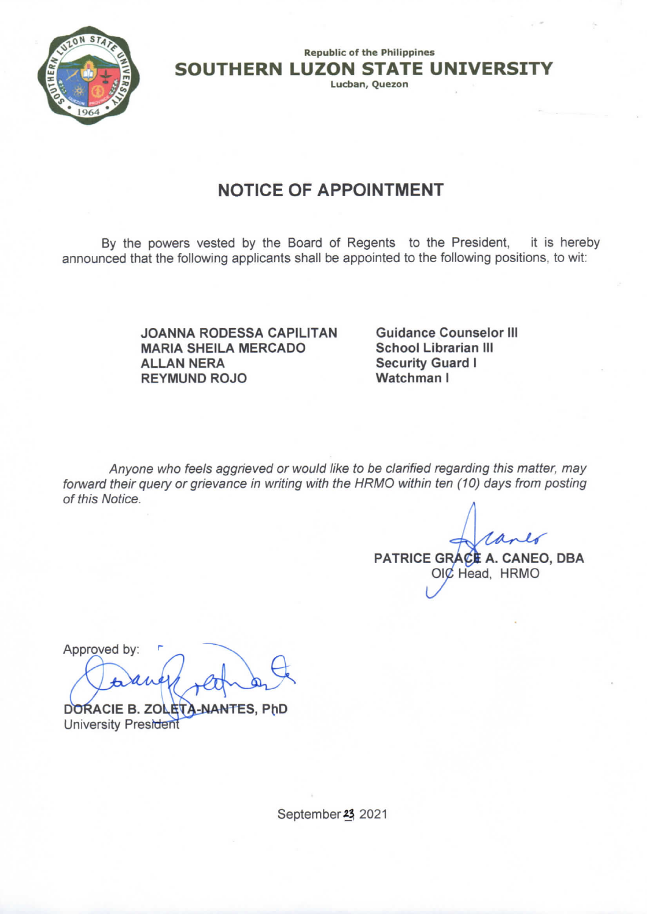Republic of the Philippines

**SOUTHERN LUZON STATE UNIVERSITY**

Lucban, Quezon

## NOTICE OF APPOINTMENT

By the powers vested by the Board of Regents to the President, it is hereby announced that the following applicants shall be appointed to the following positions, to wit:

| | |
|---|---|
| **JOANNA RODESSA CAPILITAN** | **Guidance Counselor III** |
| **MARIA SHEILA MERCADO** | **School Librarian III** |
| **ALLAN NERA** | **Security Guard I** |
| **REYMUND ROJO** | **Watchman I** |

*Anyone who feels aggrieved or would like to be clarified regarding this matter, may forward their query or grievance in writing with the HRMO within ten (10) days from posting of this Notice.*

**PATRICE GRACE A. CANEO, DBA**
OIC Head, HRMO

Approved by:

**DORACIE B. ZOLETA-NANTES, PhD**
University President

September 23 2021